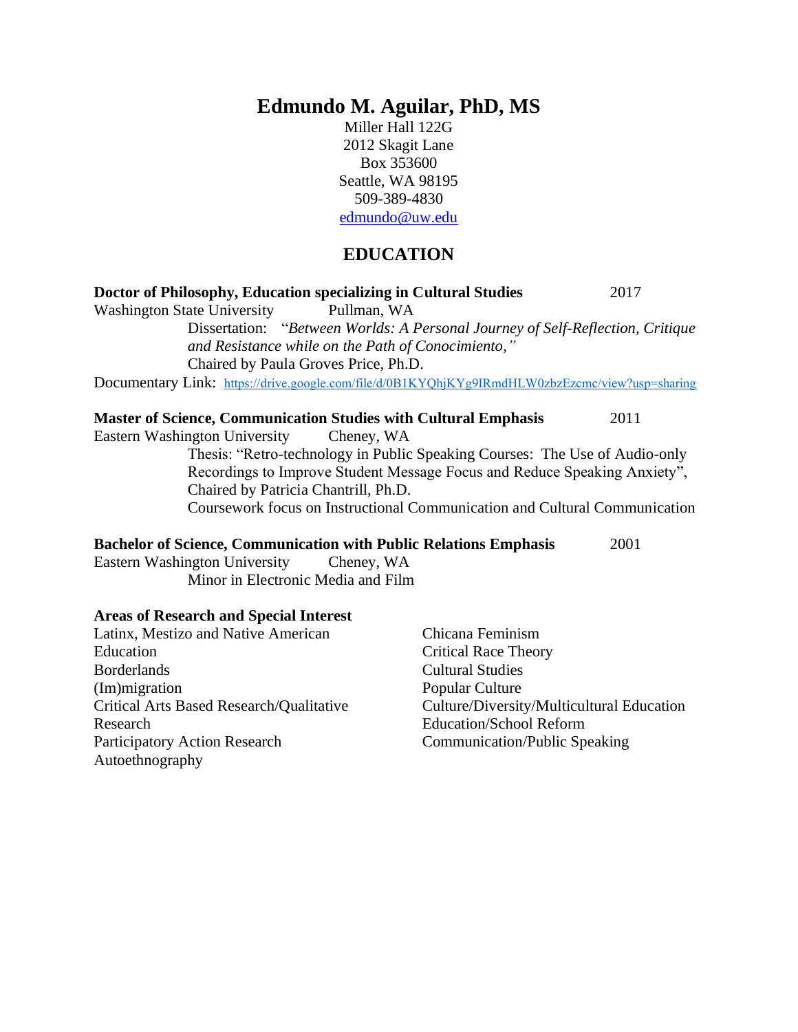# Edmundo M. Aguilar, PhD, MS

Miller Hall 122G
2012 Skagit Lane
Box 353600
Seattle, WA 98195
509-389-4830
edmundo@uw.edu

## EDUCATION

**Doctor of Philosophy, Education specializing in Cultural Studies** 2017
Washington State University Pullman, WA
Dissertation: "*Between Worlds: A Personal Journey of Self-Reflection, Critique and Resistance while on the Path of Conocimiento,"*
Chaired by Paula Groves Price, Ph.D.
Documentary Link: https://drive.google.com/file/d/0B1KYQhjKYg9IRmdHLW0zbzEzcmc/view?usp=sharing

**Master of Science, Communication Studies with Cultural Emphasis** 2011
Eastern Washington University Cheney, WA
Thesis: "Retro-technology in Public Speaking Courses: The Use of Audio-only Recordings to Improve Student Message Focus and Reduce Speaking Anxiety", Chaired by Patricia Chantrill, Ph.D.
Coursework focus on Instructional Communication and Cultural Communication

**Bachelor of Science, Communication with Public Relations Emphasis** 2001
Eastern Washington University Cheney, WA
Minor in Electronic Media and Film

### Areas of Research and Special Interest

- Latinx, Mestizo and Native American Education
- Borderlands
- (Im)migration
- Critical Arts Based Research/Qualitative Research
- Participatory Action Research
- Autoethnography
- Chicana Feminism
- Critical Race Theory
- Cultural Studies
- Popular Culture
- Culture/Diversity/Multicultural Education
- Education/School Reform
- Communication/Public Speaking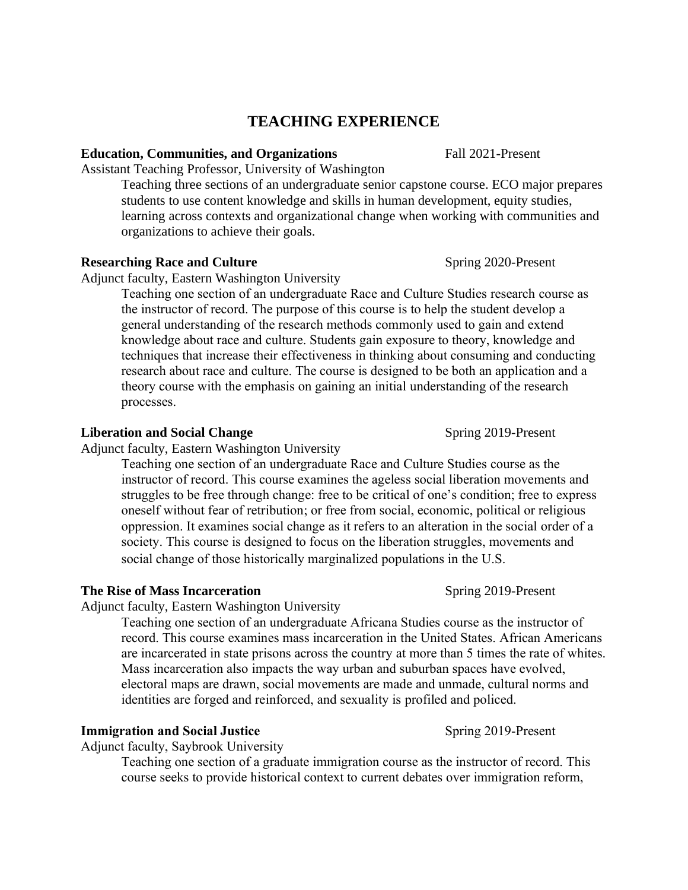## TEACHING EXPERIENCE

**Education, Communities, and Organizations** Fall 2021-Present
Assistant Teaching Professor, University of Washington

Teaching three sections of an undergraduate senior capstone course. ECO major prepares students to use content knowledge and skills in human development, equity studies, learning across contexts and organizational change when working with communities and organizations to achieve their goals.

**Researching Race and Culture** Spring 2020-Present
Adjunct faculty, Eastern Washington University

Teaching one section of an undergraduate Race and Culture Studies research course as the instructor of record. The purpose of this course is to help the student develop a general understanding of the research methods commonly used to gain and extend knowledge about race and culture. Students gain exposure to theory, knowledge and techniques that increase their effectiveness in thinking about consuming and conducting research about race and culture. The course is designed to be both an application and a theory course with the emphasis on gaining an initial understanding of the research processes.

**Liberation and Social Change** Spring 2019-Present
Adjunct faculty, Eastern Washington University

Teaching one section of an undergraduate Race and Culture Studies course as the instructor of record. This course examines the ageless social liberation movements and struggles to be free through change: free to be critical of one's condition; free to express oneself without fear of retribution; or free from social, economic, political or religious oppression. It examines social change as it refers to an alteration in the social order of a society. This course is designed to focus on the liberation struggles, movements and social change of those historically marginalized populations in the U.S.

**The Rise of Mass Incarceration** Spring 2019-Present
Adjunct faculty, Eastern Washington University

Teaching one section of an undergraduate Africana Studies course as the instructor of record. This course examines mass incarceration in the United States. African Americans are incarcerated in state prisons across the country at more than 5 times the rate of whites. Mass incarceration also impacts the way urban and suburban spaces have evolved, electoral maps are drawn, social movements are made and unmade, cultural norms and identities are forged and reinforced, and sexuality is profiled and policed.

**Immigration and Social Justice** Spring 2019-Present
Adjunct faculty, Saybrook University

Teaching one section of a graduate immigration course as the instructor of record. This course seeks to provide historical context to current debates over immigration reform,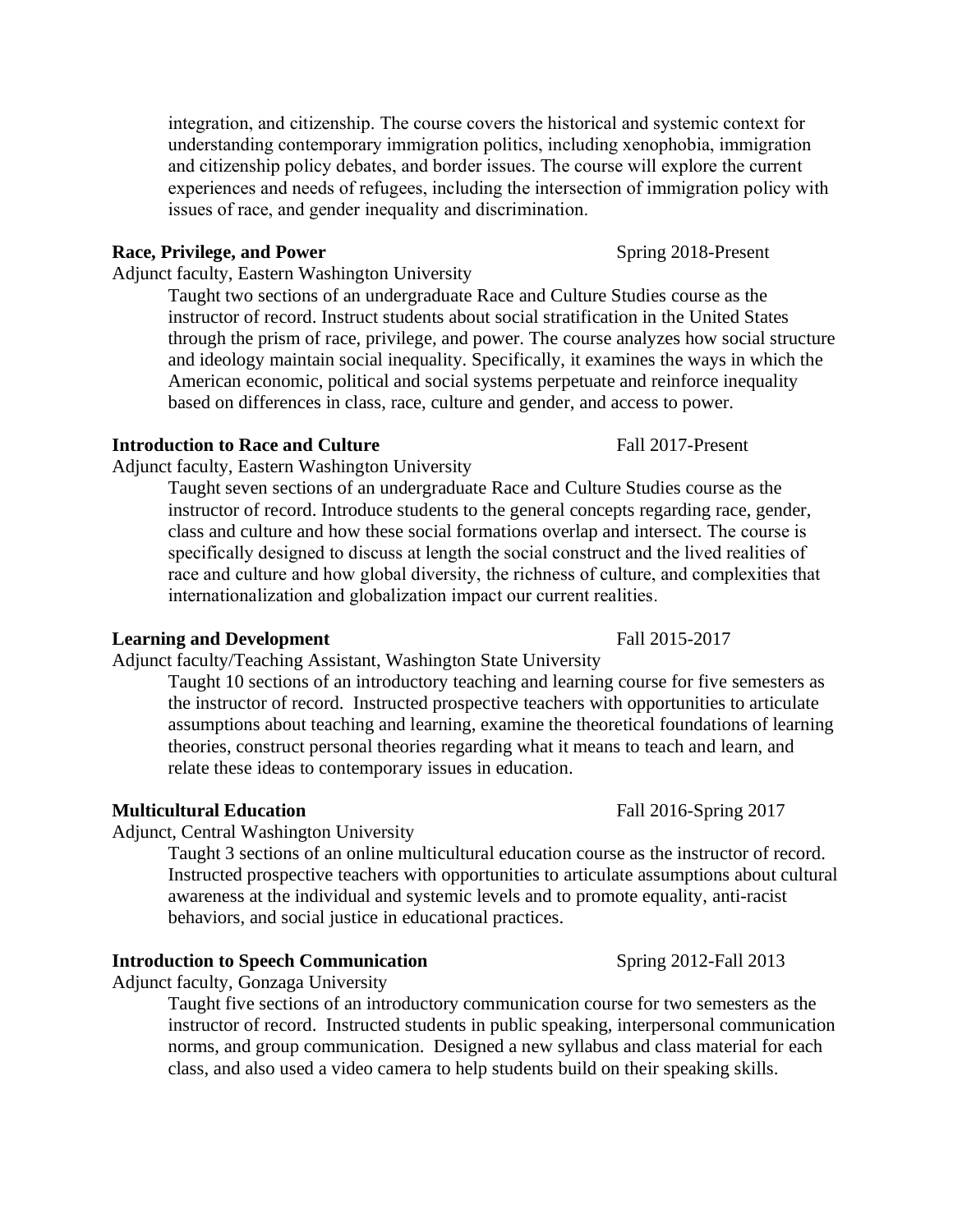integration, and citizenship. The course covers the historical and systemic context for understanding contemporary immigration politics, including xenophobia, immigration and citizenship policy debates, and border issues. The course will explore the current experiences and needs of refugees, including the intersection of immigration policy with issues of race, and gender inequality and discrimination.

**Race, Privilege, and Power** Spring 2018-Present

Adjunct faculty, Eastern Washington University

Taught two sections of an undergraduate Race and Culture Studies course as the instructor of record. Instruct students about social stratification in the United States through the prism of race, privilege, and power. The course analyzes how social structure and ideology maintain social inequality. Specifically, it examines the ways in which the American economic, political and social systems perpetuate and reinforce inequality based on differences in class, race, culture and gender, and access to power.

**Introduction to Race and Culture** Fall 2017-Present

Adjunct faculty, Eastern Washington University

Taught seven sections of an undergraduate Race and Culture Studies course as the instructor of record. Introduce students to the general concepts regarding race, gender, class and culture and how these social formations overlap and intersect. The course is specifically designed to discuss at length the social construct and the lived realities of race and culture and how global diversity, the richness of culture, and complexities that internationalization and globalization impact our current realities.

**Learning and Development** Fall 2015-2017

Adjunct faculty/Teaching Assistant, Washington State University

Taught 10 sections of an introductory teaching and learning course for five semesters as the instructor of record. Instructed prospective teachers with opportunities to articulate assumptions about teaching and learning, examine the theoretical foundations of learning theories, construct personal theories regarding what it means to teach and learn, and relate these ideas to contemporary issues in education.

**Multicultural Education** Fall 2016-Spring 2017

Adjunct, Central Washington University

Taught 3 sections of an online multicultural education course as the instructor of record. Instructed prospective teachers with opportunities to articulate assumptions about cultural awareness at the individual and systemic levels and to promote equality, anti-racist behaviors, and social justice in educational practices.

**Introduction to Speech Communication** Spring 2012-Fall 2013

Adjunct faculty, Gonzaga University

Taught five sections of an introductory communication course for two semesters as the instructor of record. Instructed students in public speaking, interpersonal communication norms, and group communication. Designed a new syllabus and class material for each class, and also used a video camera to help students build on their speaking skills.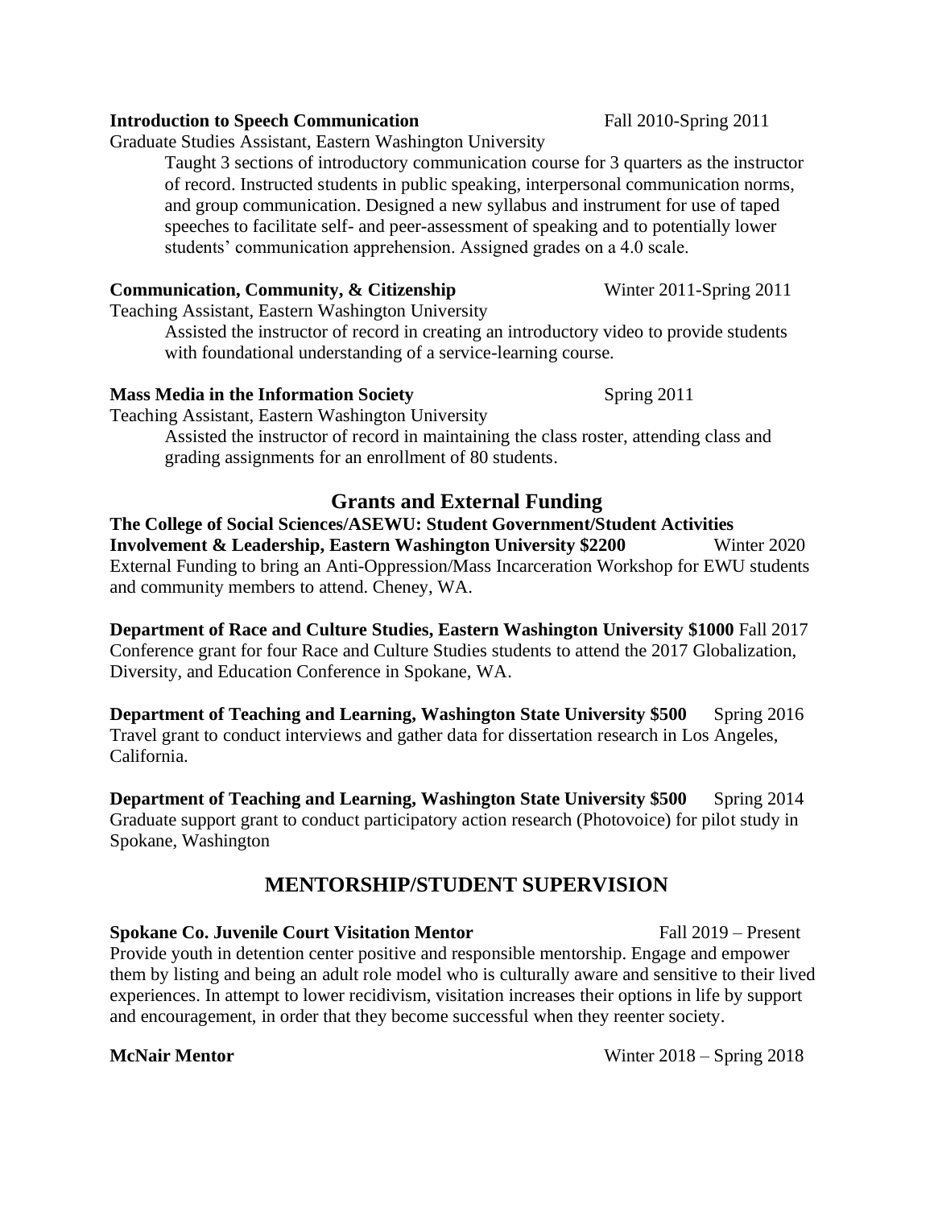**Introduction to Speech Communication** Fall 2010-Spring 2011

Graduate Studies Assistant, Eastern Washington University

Taught 3 sections of introductory communication course for 3 quarters as the instructor of record. Instructed students in public speaking, interpersonal communication norms, and group communication. Designed a new syllabus and instrument for use of taped speeches to facilitate self- and peer-assessment of speaking and to potentially lower students' communication apprehension. Assigned grades on a 4.0 scale.

**Communication, Community, & Citizenship** Winter 2011-Spring 2011

Teaching Assistant, Eastern Washington University

Assisted the instructor of record in creating an introductory video to provide students with foundational understanding of a service-learning course.

**Mass Media in the Information Society** Spring 2011

Teaching Assistant, Eastern Washington University

Assisted the instructor of record in maintaining the class roster, attending class and grading assignments for an enrollment of 80 students.

## Grants and External Funding

**The College of Social Sciences/ASEWU: Student Government/Student Activities Involvement & Leadership, Eastern Washington University $2200** Winter 2020

External Funding to bring an Anti-Oppression/Mass Incarceration Workshop for EWU students and community members to attend. Cheney, WA.

**Department of Race and Culture Studies, Eastern Washington University $1000** Fall 2017

Conference grant for four Race and Culture Studies students to attend the 2017 Globalization, Diversity, and Education Conference in Spokane, WA.

**Department of Teaching and Learning, Washington State University $500** Spring 2016

Travel grant to conduct interviews and gather data for dissertation research in Los Angeles, California.

**Department of Teaching and Learning, Washington State University $500** Spring 2014

Graduate support grant to conduct participatory action research (Photovoice) for pilot study in Spokane, Washington

## MENTORSHIP/STUDENT SUPERVISION

**Spokane Co. Juvenile Court Visitation Mentor** Fall 2019 – Present

Provide youth in detention center positive and responsible mentorship. Engage and empower them by listing and being an adult role model who is culturally aware and sensitive to their lived experiences. In attempt to lower recidivism, visitation increases their options in life by support and encouragement, in order that they become successful when they reenter society.

**McNair Mentor** Winter 2018 – Spring 2018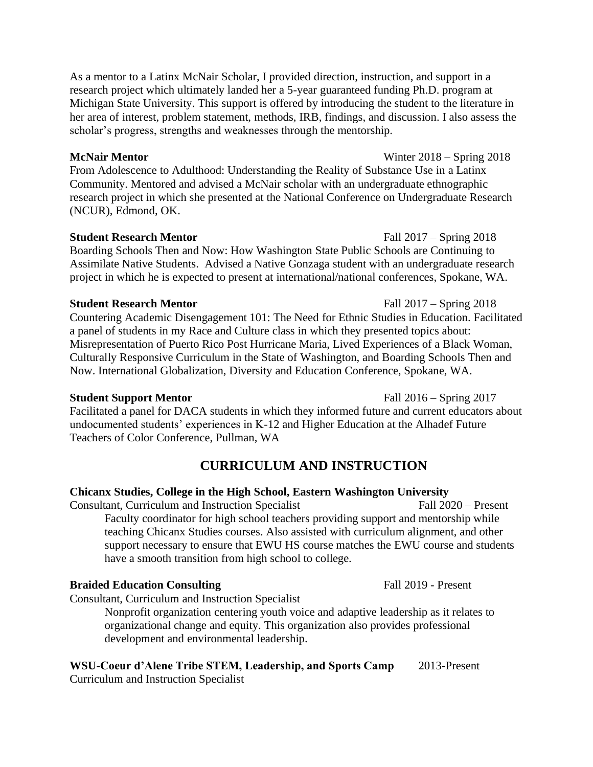As a mentor to a Latinx McNair Scholar, I provided direction, instruction, and support in a research project which ultimately landed her a 5-year guaranteed funding Ph.D. program at Michigan State University. This support is offered by introducing the student to the literature in her area of interest, problem statement, methods, IRB, findings, and discussion. I also assess the scholar's progress, strengths and weaknesses through the mentorship.

**McNair Mentor** Winter 2018 – Spring 2018

From Adolescence to Adulthood: Understanding the Reality of Substance Use in a Latinx Community. Mentored and advised a McNair scholar with an undergraduate ethnographic research project in which she presented at the National Conference on Undergraduate Research (NCUR), Edmond, OK.

**Student Research Mentor** Fall 2017 – Spring 2018

Boarding Schools Then and Now: How Washington State Public Schools are Continuing to Assimilate Native Students. Advised a Native Gonzaga student with an undergraduate research project in which he is expected to present at international/national conferences, Spokane, WA.

**Student Research Mentor** Fall 2017 – Spring 2018

Countering Academic Disengagement 101: The Need for Ethnic Studies in Education. Facilitated a panel of students in my Race and Culture class in which they presented topics about: Misrepresentation of Puerto Rico Post Hurricane Maria, Lived Experiences of a Black Woman, Culturally Responsive Curriculum in the State of Washington, and Boarding Schools Then and Now. International Globalization, Diversity and Education Conference, Spokane, WA.

**Student Support Mentor** Fall 2016 – Spring 2017

Facilitated a panel for DACA students in which they informed future and current educators about undocumented students' experiences in K-12 and Higher Education at the Alhadef Future Teachers of Color Conference, Pullman, WA

## CURRICULUM AND INSTRUCTION

**Chicanx Studies, College in the High School, Eastern Washington University**

Consultant, Curriculum and Instruction Specialist Fall 2020 – Present

Faculty coordinator for high school teachers providing support and mentorship while teaching Chicanx Studies courses. Also assisted with curriculum alignment, and other support necessary to ensure that EWU HS course matches the EWU course and students have a smooth transition from high school to college.

**Braided Education Consulting** Fall 2019 - Present

Consultant, Curriculum and Instruction Specialist

Nonprofit organization centering youth voice and adaptive leadership as it relates to organizational change and equity. This organization also provides professional development and environmental leadership.

**WSU-Coeur d'Alene Tribe STEM, Leadership, and Sports Camp** 2013-Present

Curriculum and Instruction Specialist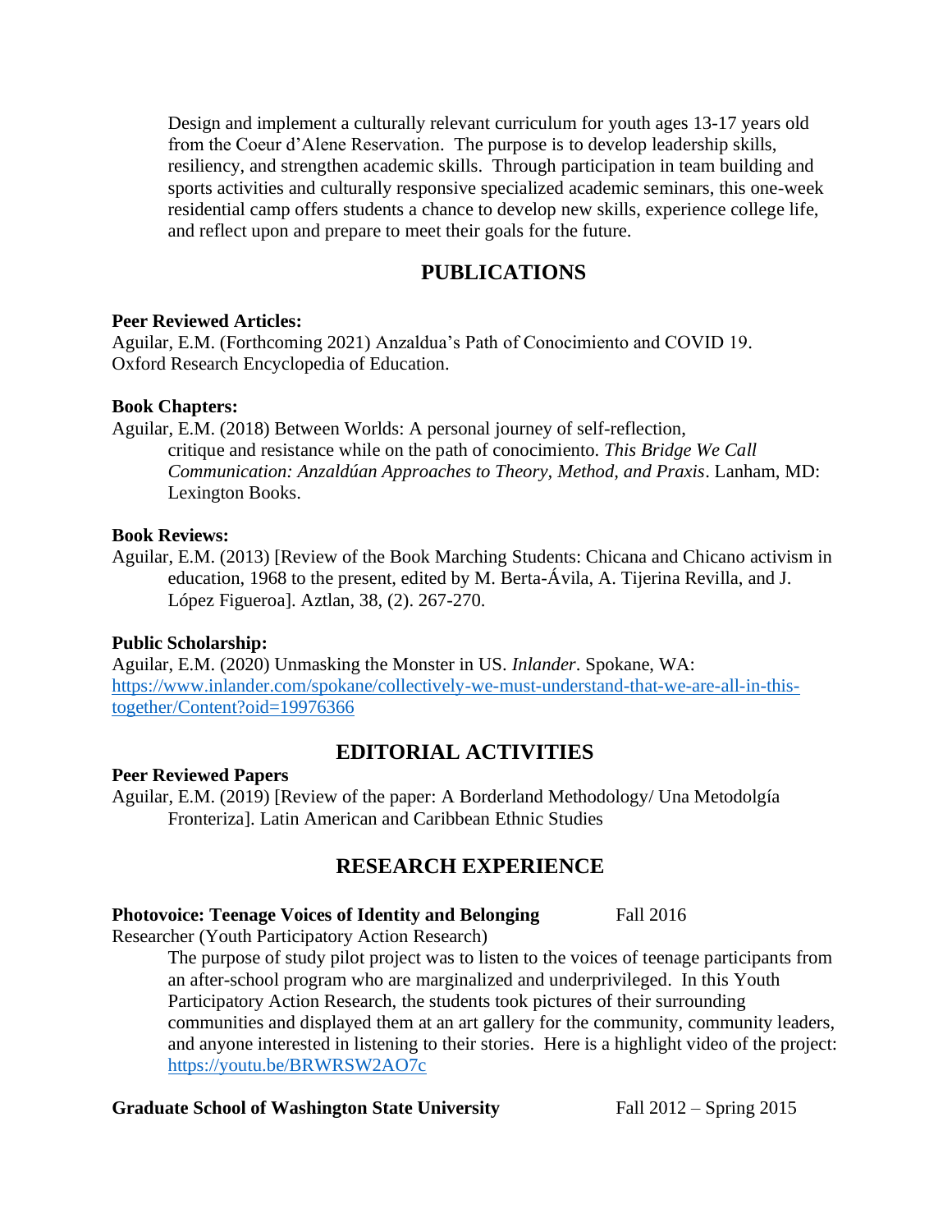Design and implement a culturally relevant curriculum for youth ages 13-17 years old from the Coeur d'Alene Reservation. The purpose is to develop leadership skills, resiliency, and strengthen academic skills. Through participation in team building and sports activities and culturally responsive specialized academic seminars, this one-week residential camp offers students a chance to develop new skills, experience college life, and reflect upon and prepare to meet their goals for the future.

## PUBLICATIONS

**Peer Reviewed Articles:**

Aguilar, E.M. (Forthcoming 2021) Anzaldua's Path of Conocimiento and COVID 19. Oxford Research Encyclopedia of Education.

**Book Chapters:**

Aguilar, E.M. (2018) Between Worlds: A personal journey of self-reflection, critique and resistance while on the path of conocimiento. *This Bridge We Call Communication: Anzaldúan Approaches to Theory, Method, and Praxis*. Lanham, MD: Lexington Books.

**Book Reviews:**

Aguilar, E.M. (2013) [Review of the Book Marching Students: Chicana and Chicano activism in education, 1968 to the present, edited by M. Berta-Ávila, A. Tijerina Revilla, and J. López Figueroa]. Aztlan, 38, (2). 267-270.

**Public Scholarship:**

Aguilar, E.M. (2020) Unmasking the Monster in US. *Inlander*. Spokane, WA: https://www.inlander.com/spokane/collectively-we-must-understand-that-we-are-all-in-this-together/Content?oid=19976366

## EDITORIAL ACTIVITIES

**Peer Reviewed Papers**

Aguilar, E.M. (2019) [Review of the paper: A Borderland Methodology/ Una Metodolgía Fronteriza]. Latin American and Caribbean Ethnic Studies

## RESEARCH EXPERIENCE

**Photovoice: Teenage Voices of Identity and Belonging** Fall 2016

Researcher (Youth Participatory Action Research)

The purpose of study pilot project was to listen to the voices of teenage participants from an after-school program who are marginalized and underprivileged. In this Youth Participatory Action Research, the students took pictures of their surrounding communities and displayed them at an art gallery for the community, community leaders, and anyone interested in listening to their stories. Here is a highlight video of the project: https://youtu.be/BRWRSW2AO7c

**Graduate School of Washington State University** Fall 2012 – Spring 2015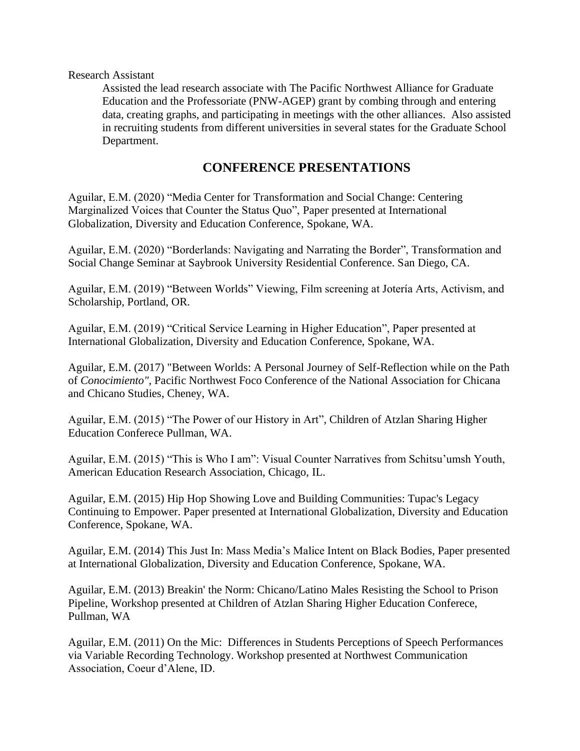Research Assistant

Assisted the lead research associate with The Pacific Northwest Alliance for Graduate Education and the Professoriate (PNW-AGEP) grant by combing through and entering data, creating graphs, and participating in meetings with the other alliances. Also assisted in recruiting students from different universities in several states for the Graduate School Department.

## CONFERENCE PRESENTATIONS

Aguilar, E.M. (2020) "Media Center for Transformation and Social Change: Centering Marginalized Voices that Counter the Status Quo", Paper presented at International Globalization, Diversity and Education Conference, Spokane, WA.

Aguilar, E.M. (2020) "Borderlands: Navigating and Narrating the Border", Transformation and Social Change Seminar at Saybrook University Residential Conference. San Diego, CA.

Aguilar, E.M. (2019) "Between Worlds" Viewing, Film screening at Jotería Arts, Activism, and Scholarship, Portland, OR.

Aguilar, E.M. (2019) "Critical Service Learning in Higher Education", Paper presented at International Globalization, Diversity and Education Conference, Spokane, WA.

Aguilar, E.M. (2017) "Between Worlds: A Personal Journey of Self-Reflection while on the Path of *Conocimiento"*, Pacific Northwest Foco Conference of the National Association for Chicana and Chicano Studies, Cheney, WA.

Aguilar, E.M. (2015) "The Power of our History in Art", Children of Atzlan Sharing Higher Education Conferece Pullman, WA.

Aguilar, E.M. (2015) "This is Who I am": Visual Counter Narratives from Schitsu'umsh Youth, American Education Research Association, Chicago, IL.

Aguilar, E.M. (2015) Hip Hop Showing Love and Building Communities: Tupac's Legacy Continuing to Empower. Paper presented at International Globalization, Diversity and Education Conference, Spokane, WA.

Aguilar, E.M. (2014) This Just In: Mass Media's Malice Intent on Black Bodies, Paper presented at International Globalization, Diversity and Education Conference, Spokane, WA.

Aguilar, E.M. (2013) Breakin' the Norm: Chicano/Latino Males Resisting the School to Prison Pipeline, Workshop presented at Children of Atzlan Sharing Higher Education Conferece, Pullman, WA

Aguilar, E.M. (2011) On the Mic: Differences in Students Perceptions of Speech Performances via Variable Recording Technology. Workshop presented at Northwest Communication Association, Coeur d'Alene, ID.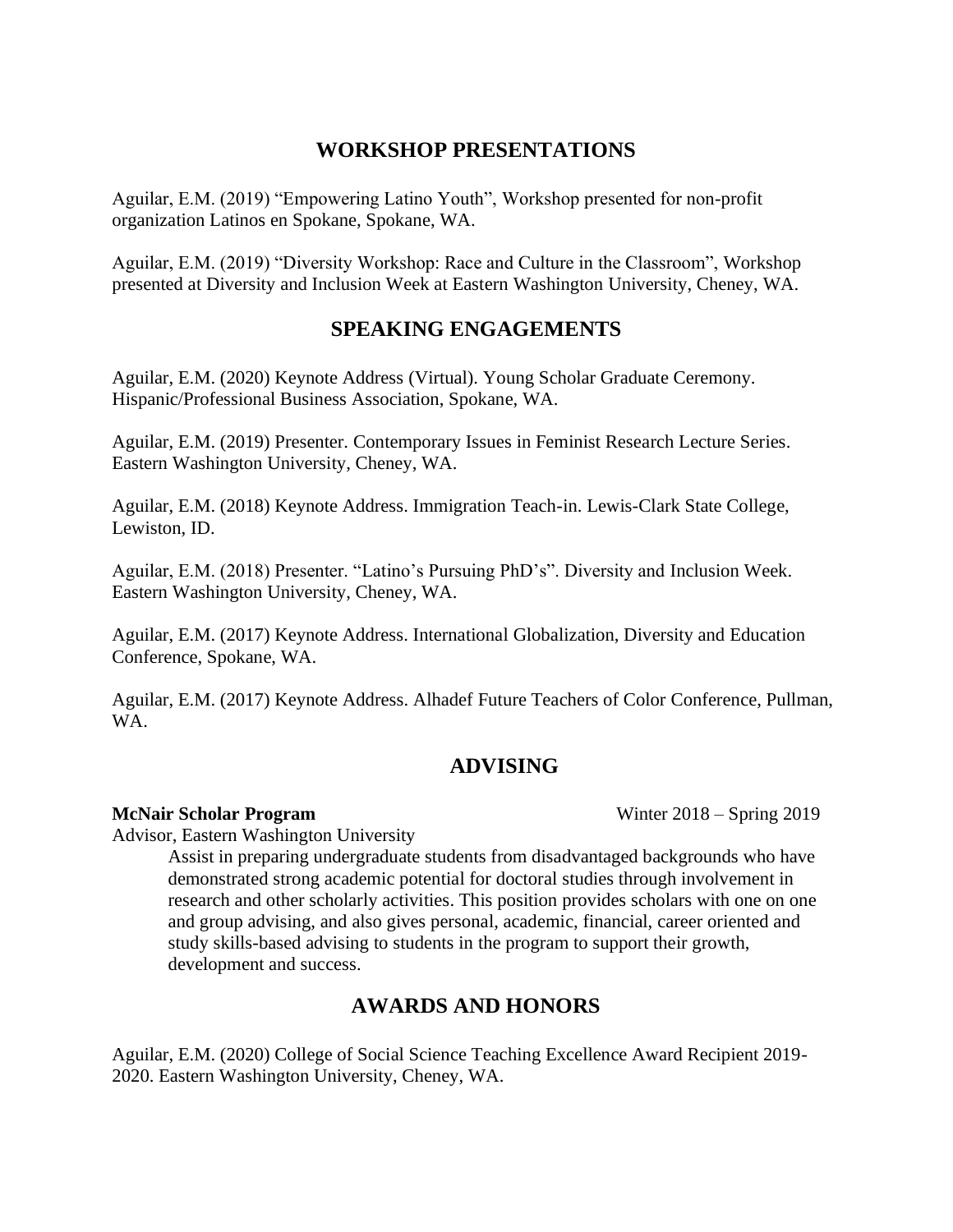## WORKSHOP PRESENTATIONS

Aguilar, E.M. (2019) “Empowering Latino Youth”, Workshop presented for non-profit organization Latinos en Spokane, Spokane, WA.

Aguilar, E.M. (2019) “Diversity Workshop: Race and Culture in the Classroom”, Workshop presented at Diversity and Inclusion Week at Eastern Washington University, Cheney, WA.

## SPEAKING ENGAGEMENTS

Aguilar, E.M. (2020) Keynote Address (Virtual). Young Scholar Graduate Ceremony. Hispanic/Professional Business Association, Spokane, WA.

Aguilar, E.M. (2019) Presenter. Contemporary Issues in Feminist Research Lecture Series. Eastern Washington University, Cheney, WA.

Aguilar, E.M. (2018) Keynote Address. Immigration Teach-in. Lewis-Clark State College, Lewiston, ID.

Aguilar, E.M. (2018) Presenter. “Latino’s Pursuing PhD’s”. Diversity and Inclusion Week. Eastern Washington University, Cheney, WA.

Aguilar, E.M. (2017) Keynote Address. International Globalization, Diversity and Education Conference, Spokane, WA.

Aguilar, E.M. (2017) Keynote Address. Alhadef Future Teachers of Color Conference, Pullman, WA.

## ADVISING

**McNair Scholar Program** Winter 2018 – Spring 2019

Advisor, Eastern Washington University

Assist in preparing undergraduate students from disadvantaged backgrounds who have demonstrated strong academic potential for doctoral studies through involvement in research and other scholarly activities. This position provides scholars with one on one and group advising, and also gives personal, academic, financial, career oriented and study skills-based advising to students in the program to support their growth, development and success.

## AWARDS AND HONORS

Aguilar, E.M. (2020) College of Social Science Teaching Excellence Award Recipient 2019-2020. Eastern Washington University, Cheney, WA.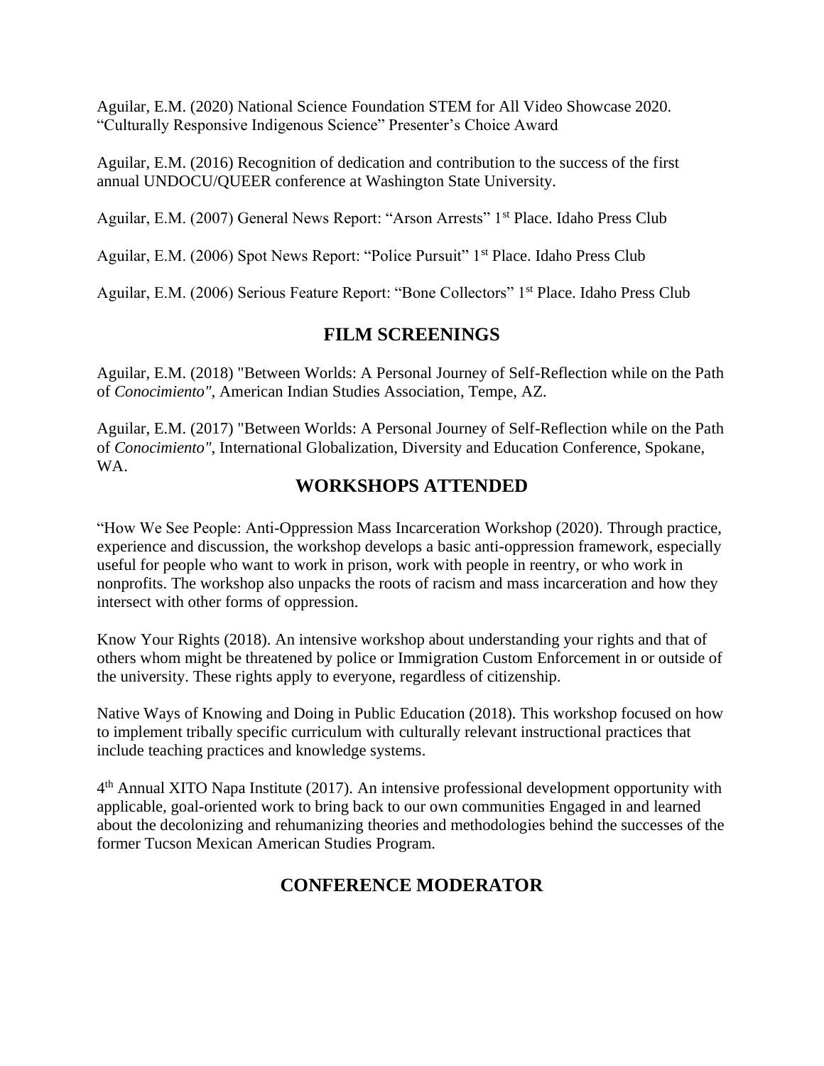Aguilar, E.M. (2020) National Science Foundation STEM for All Video Showcase 2020. "Culturally Responsive Indigenous Science" Presenter's Choice Award

Aguilar, E.M. (2016) Recognition of dedication and contribution to the success of the first annual UNDOCU/QUEER conference at Washington State University.

Aguilar, E.M. (2007) General News Report: "Arson Arrests" 1st Place. Idaho Press Club

Aguilar, E.M. (2006) Spot News Report: "Police Pursuit" 1st Place. Idaho Press Club

Aguilar, E.M. (2006) Serious Feature Report: "Bone Collectors" 1st Place. Idaho Press Club

## FILM SCREENINGS

Aguilar, E.M. (2018) "Between Worlds: A Personal Journey of Self-Reflection while on the Path of *Conocimiento"*, American Indian Studies Association, Tempe, AZ.

Aguilar, E.M. (2017) "Between Worlds: A Personal Journey of Self-Reflection while on the Path of *Conocimiento"*, International Globalization, Diversity and Education Conference, Spokane, WA.

## WORKSHOPS ATTENDED

"How We See People: Anti-Oppression Mass Incarceration Workshop (2020). Through practice, experience and discussion, the workshop develops a basic anti-oppression framework, especially useful for people who want to work in prison, work with people in reentry, or who work in nonprofits. The workshop also unpacks the roots of racism and mass incarceration and how they intersect with other forms of oppression.

Know Your Rights (2018). An intensive workshop about understanding your rights and that of others whom might be threatened by police or Immigration Custom Enforcement in or outside of the university. These rights apply to everyone, regardless of citizenship.

Native Ways of Knowing and Doing in Public Education (2018). This workshop focused on how to implement tribally specific curriculum with culturally relevant instructional practices that include teaching practices and knowledge systems.

4th Annual XITO Napa Institute (2017). An intensive professional development opportunity with applicable, goal-oriented work to bring back to our own communities Engaged in and learned about the decolonizing and rehumanizing theories and methodologies behind the successes of the former Tucson Mexican American Studies Program.

## CONFERENCE MODERATOR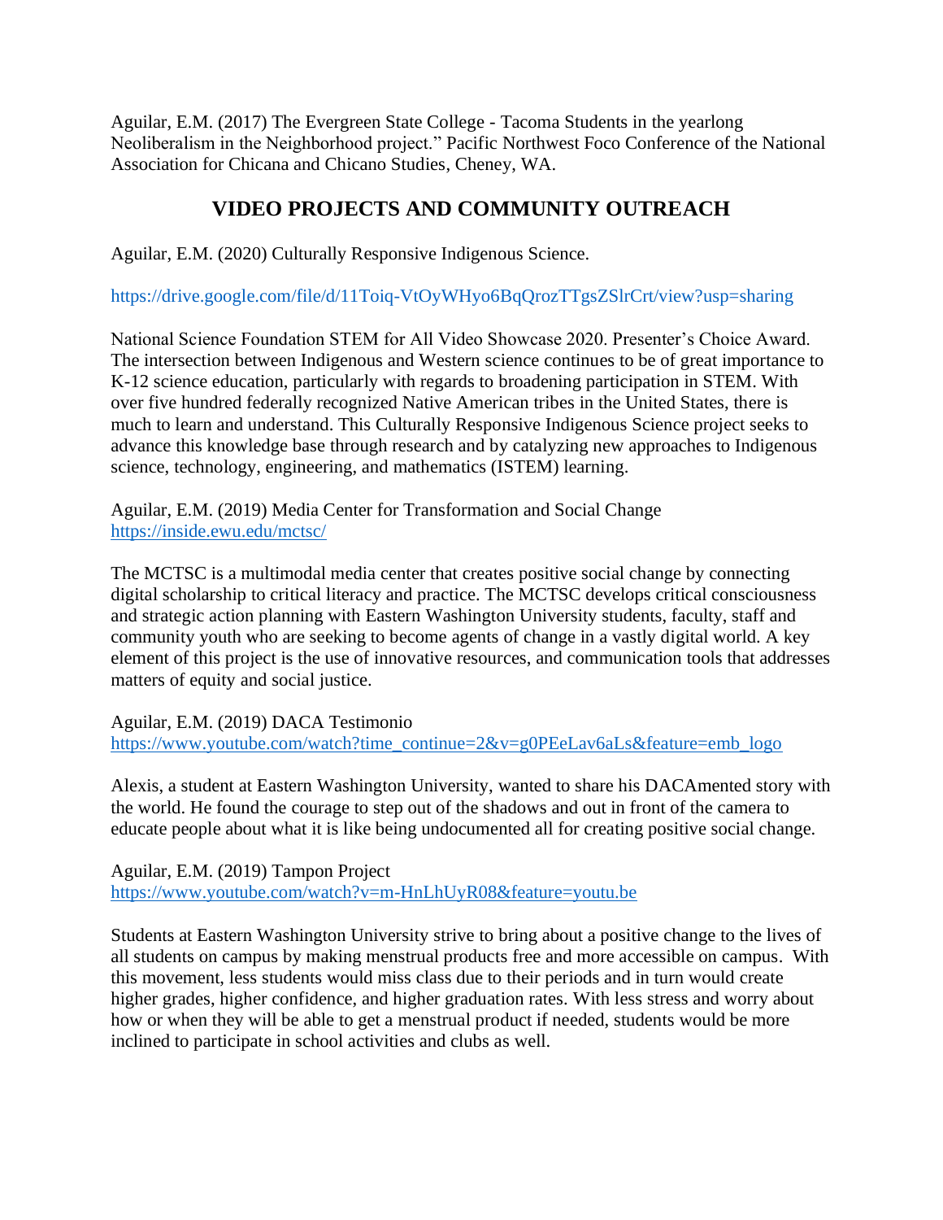Aguilar, E.M. (2017) The Evergreen State College - Tacoma Students in the yearlong Neoliberalism in the Neighborhood project." Pacific Northwest Foco Conference of the National Association for Chicana and Chicano Studies, Cheney, WA.

## VIDEO PROJECTS AND COMMUNITY OUTREACH

Aguilar, E.M. (2020) Culturally Responsive Indigenous Science.

https://drive.google.com/file/d/11Toiq-VtOyWHyo6BqQrozTTgsZSlrCrt/view?usp=sharing

National Science Foundation STEM for All Video Showcase 2020. Presenter's Choice Award. The intersection between Indigenous and Western science continues to be of great importance to K-12 science education, particularly with regards to broadening participation in STEM. With over five hundred federally recognized Native American tribes in the United States, there is much to learn and understand. This Culturally Responsive Indigenous Science project seeks to advance this knowledge base through research and by catalyzing new approaches to Indigenous science, technology, engineering, and mathematics (ISTEM) learning.

Aguilar, E.M. (2019) Media Center for Transformation and Social Change
https://inside.ewu.edu/mctsc/

The MCTSC is a multimodal media center that creates positive social change by connecting digital scholarship to critical literacy and practice. The MCTSC develops critical consciousness and strategic action planning with Eastern Washington University students, faculty, staff and community youth who are seeking to become agents of change in a vastly digital world. A key element of this project is the use of innovative resources, and communication tools that addresses matters of equity and social justice.

Aguilar, E.M. (2019) DACA Testimonio
https://www.youtube.com/watch?time_continue=2&v=g0PEeLav6aLs&feature=emb_logo

Alexis, a student at Eastern Washington University, wanted to share his DACAmented story with the world. He found the courage to step out of the shadows and out in front of the camera to educate people about what it is like being undocumented all for creating positive social change.

Aguilar, E.M. (2019) Tampon Project
https://www.youtube.com/watch?v=m-HnLhUyR08&feature=youtu.be

Students at Eastern Washington University strive to bring about a positive change to the lives of all students on campus by making menstrual products free and more accessible on campus. With this movement, less students would miss class due to their periods and in turn would create higher grades, higher confidence, and higher graduation rates. With less stress and worry about how or when they will be able to get a menstrual product if needed, students would be more inclined to participate in school activities and clubs as well.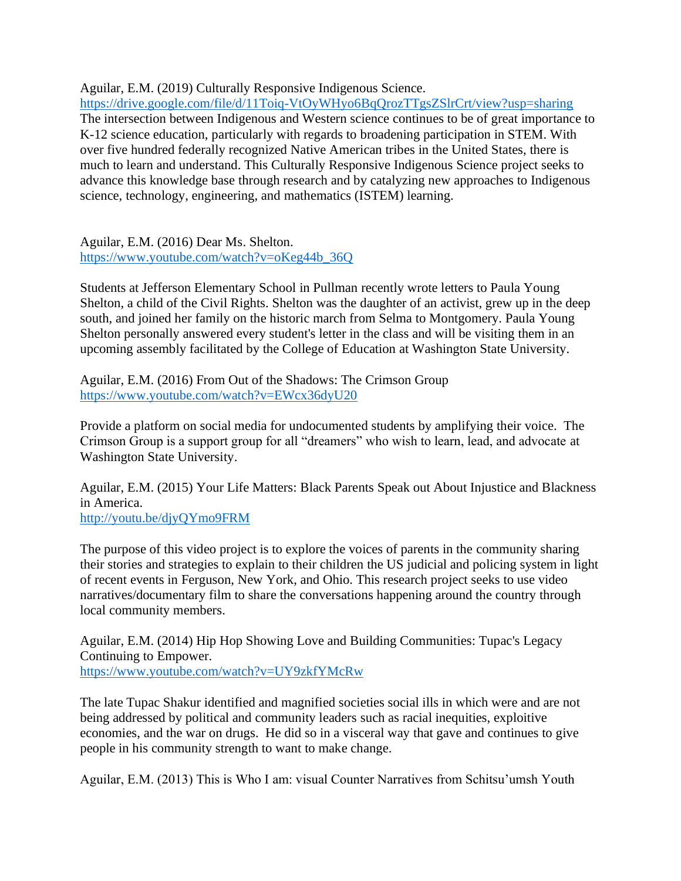Aguilar, E.M. (2019) Culturally Responsive Indigenous Science.
https://drive.google.com/file/d/11Toiq-VtOyWHyo6BqQrozTTgsZSlrCrt/view?usp=sharing
The intersection between Indigenous and Western science continues to be of great importance to K-12 science education, particularly with regards to broadening participation in STEM. With over five hundred federally recognized Native American tribes in the United States, there is much to learn and understand. This Culturally Responsive Indigenous Science project seeks to advance this knowledge base through research and by catalyzing new approaches to Indigenous science, technology, engineering, and mathematics (ISTEM) learning.

Aguilar, E.M. (2016) Dear Ms. Shelton.
https://www.youtube.com/watch?v=oKeg44b_36Q

Students at Jefferson Elementary School in Pullman recently wrote letters to Paula Young Shelton, a child of the Civil Rights. Shelton was the daughter of an activist, grew up in the deep south, and joined her family on the historic march from Selma to Montgomery. Paula Young Shelton personally answered every student's letter in the class and will be visiting them in an upcoming assembly facilitated by the College of Education at Washington State University.

Aguilar, E.M. (2016) From Out of the Shadows: The Crimson Group
https://www.youtube.com/watch?v=EWcx36dyU20

Provide a platform on social media for undocumented students by amplifying their voice. The Crimson Group is a support group for all "dreamers" who wish to learn, lead, and advocate at Washington State University.

Aguilar, E.M. (2015) Your Life Matters: Black Parents Speak out About Injustice and Blackness in America.
http://youtu.be/djyQYmo9FRM

The purpose of this video project is to explore the voices of parents in the community sharing their stories and strategies to explain to their children the US judicial and policing system in light of recent events in Ferguson, New York, and Ohio. This research project seeks to use video narratives/documentary film to share the conversations happening around the country through local community members.

Aguilar, E.M. (2014) Hip Hop Showing Love and Building Communities: Tupac's Legacy Continuing to Empower.
https://www.youtube.com/watch?v=UY9zkfYMcRw

The late Tupac Shakur identified and magnified societies social ills in which were and are not being addressed by political and community leaders such as racial inequities, exploitive economies, and the war on drugs. He did so in a visceral way that gave and continues to give people in his community strength to want to make change.

Aguilar, E.M. (2013) This is Who I am: visual Counter Narratives from Schitsu'umsh Youth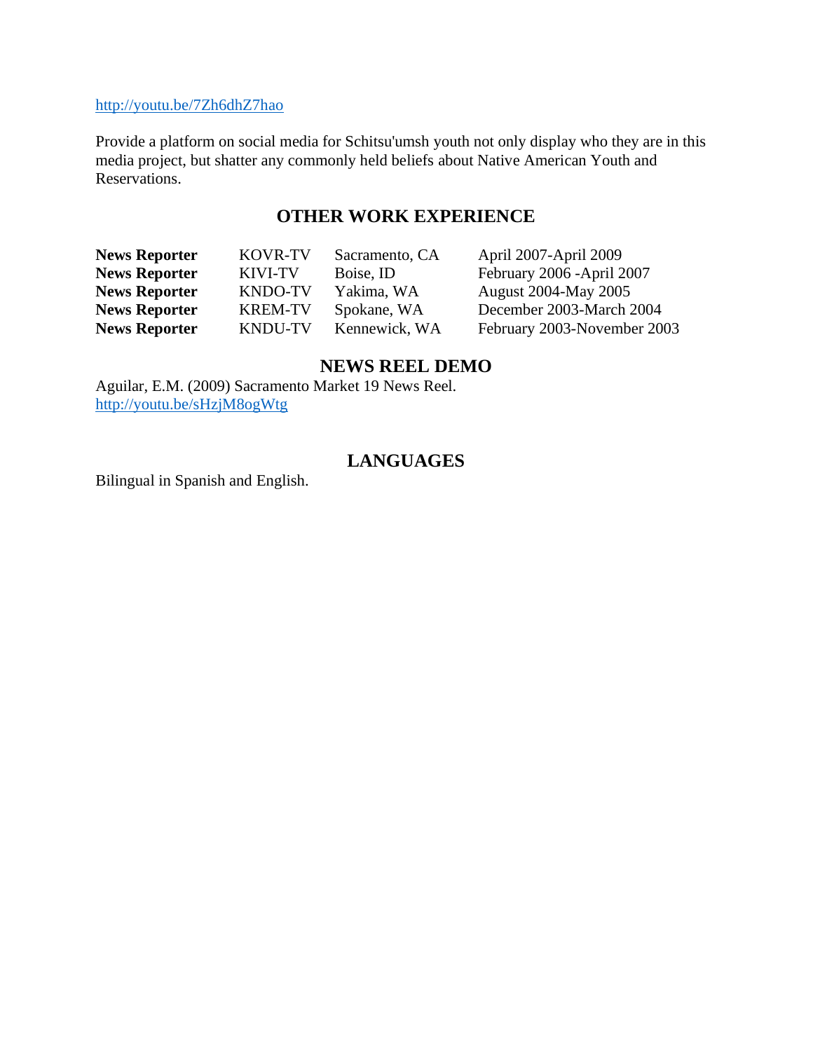http://youtu.be/7Zh6dhZ7hao

Provide a platform on social media for Schitsu'umsh youth not only display who they are in this media project, but shatter any commonly held beliefs about Native American Youth and Reservations.

## OTHER WORK EXPERIENCE

| | | | |
|---|---|---|---|
| **News Reporter** | KOVR-TV | Sacramento, CA | April 2007-April 2009 |
| **News Reporter** | KIVI-TV | Boise, ID | February 2006 -April 2007 |
| **News Reporter** | KNDO-TV | Yakima, WA | August 2004-May 2005 |
| **News Reporter** | KREM-TV | Spokane, WA | December 2003-March 2004 |
| **News Reporter** | KNDU-TV | Kennewick, WA | February 2003-November 2003 |

## NEWS REEL DEMO

Aguilar, E.M. (2009) Sacramento Market 19 News Reel.
http://youtu.be/sHzjM8ogWtg

## LANGUAGES

Bilingual in Spanish and English.